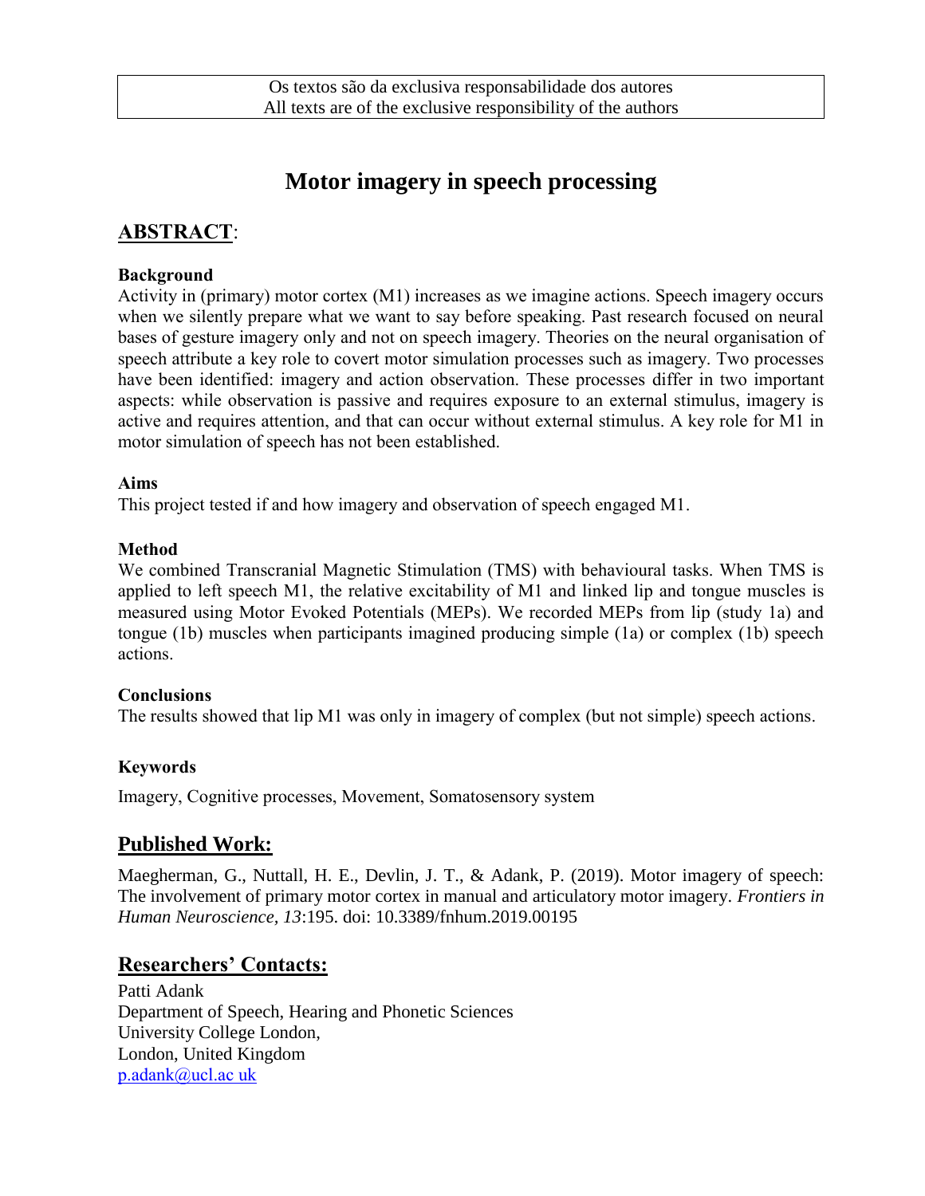Os textos são da exclusiva responsabilidade dos autores
All texts are of the exclusive responsibility of the authors

# Motor imagery in speech processing

## ABSTRACT:

### Background

Activity in (primary) motor cortex (M1) increases as we imagine actions. Speech imagery occurs when we silently prepare what we want to say before speaking. Past research focused on neural bases of gesture imagery only and not on speech imagery. Theories on the neural organisation of speech attribute a key role to covert motor simulation processes such as imagery. Two processes have been identified: imagery and action observation. These processes differ in two important aspects: while observation is passive and requires exposure to an external stimulus, imagery is active and requires attention, and that can occur without external stimulus. A key role for M1 in motor simulation of speech has not been established.

### Aims

This project tested if and how imagery and observation of speech engaged M1.

### Method

We combined Transcranial Magnetic Stimulation (TMS) with behavioural tasks. When TMS is applied to left speech M1, the relative excitability of M1 and linked lip and tongue muscles is measured using Motor Evoked Potentials (MEPs). We recorded MEPs from lip (study 1a) and tongue (1b) muscles when participants imagined producing simple (1a) or complex (1b) speech actions.

### Conclusions

The results showed that lip M1 was only in imagery of complex (but not simple) speech actions.

### Keywords

Imagery, Cognitive processes, Movement, Somatosensory system

## Published Work:

Maegherman, G., Nuttall, H. E., Devlin, J. T., & Adank, P. (2019). Motor imagery of speech: The involvement of primary motor cortex in manual and articulatory motor imagery. *Frontiers in Human Neuroscience, 13*:195. doi: 10.3389/fnhum.2019.00195

## Researchers' Contacts:

Patti Adank
Department of Speech, Hearing and Phonetic Sciences
University College London,
London, United Kingdom
p.adank@ucl.ac uk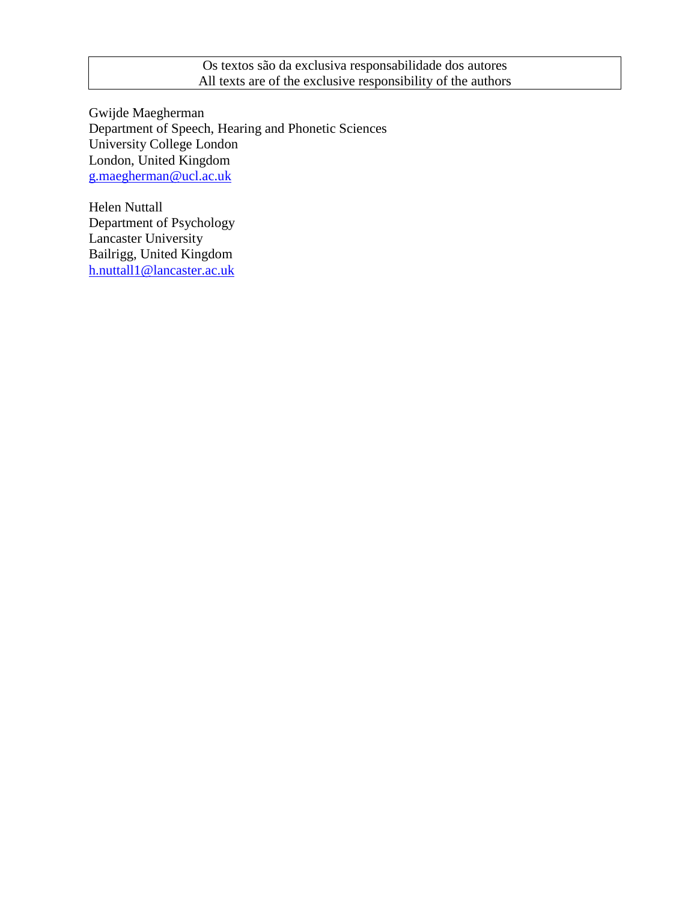| Os textos são da exclusiva responsabilidade dos autores<br>All texts are of the exclusive responsibility of the authors |
|---|

Gwijde Maegherman
Department of Speech, Hearing and Phonetic Sciences
University College London
London, United Kingdom
g.maegherman@ucl.ac.uk

Helen Nuttall
Department of Psychology
Lancaster University
Bailrigg, United Kingdom
h.nuttall1@lancaster.ac.uk